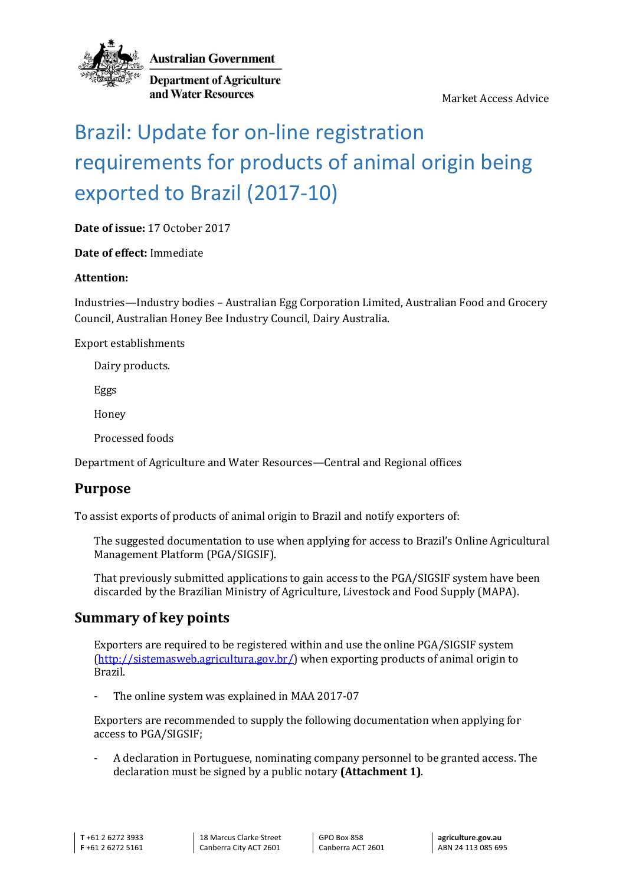Australian Government

Department of Agriculture and Water Resources

Market Access Advice

# Brazil: Update for on-line registration requirements for products of animal origin being exported to Brazil (2017-10)

**Date of issue:** 17 October 2017

**Date of effect:** Immediate

**Attention:**

Industries—Industry bodies – Australian Egg Corporation Limited, Australian Food and Grocery Council, Australian Honey Bee Industry Council, Dairy Australia.

Export establishments

- Dairy products.
- Eggs
- Honey
- Processed foods

Department of Agriculture and Water Resources—Central and Regional offices

## Purpose

To assist exports of products of animal origin to Brazil and notify exporters of:

The suggested documentation to use when applying for access to Brazil's Online Agricultural Management Platform (PGA/SIGSIF).

That previously submitted applications to gain access to the PGA/SIGSIF system have been discarded by the Brazilian Ministry of Agriculture, Livestock and Food Supply (MAPA).

## Summary of key points

Exporters are required to be registered within and use the online PGA/SIGSIF system (http://sistemasweb.agricultura.gov.br/) when exporting products of animal origin to Brazil.

- The online system was explained in MAA 2017-07

Exporters are recommended to supply the following documentation when applying for access to PGA/SIGSIF;

- A declaration in Portuguese, nominating company personnel to be granted access. The declaration must be signed by a public notary **(Attachment 1)**.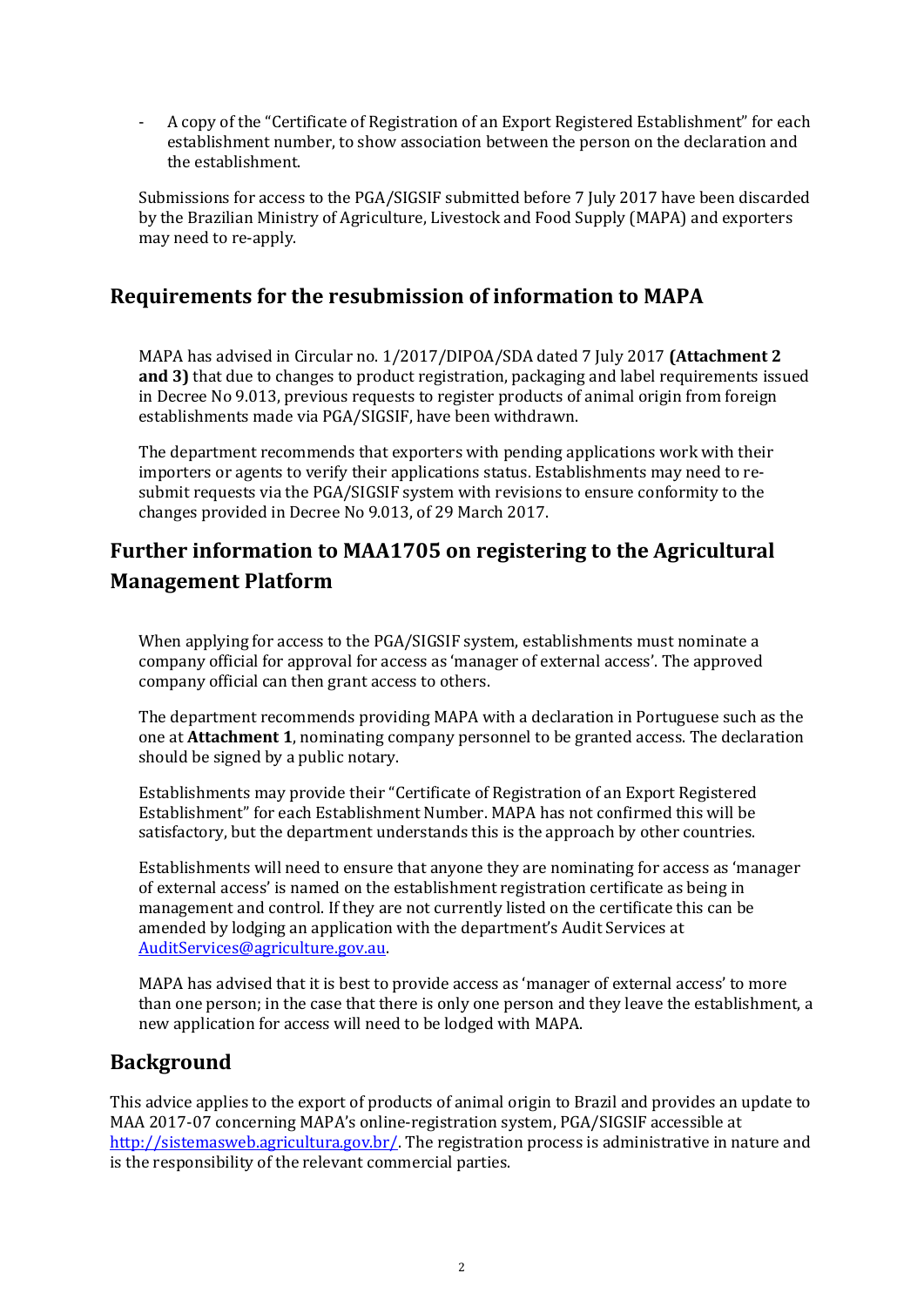- A copy of the "Certificate of Registration of an Export Registered Establishment" for each establishment number, to show association between the person on the declaration and the establishment.

Submissions for access to the PGA/SIGSIF submitted before 7 July 2017 have been discarded by the Brazilian Ministry of Agriculture, Livestock and Food Supply (MAPA) and exporters may need to re-apply.

## Requirements for the resubmission of information to MAPA

MAPA has advised in Circular no. 1/2017/DIPOA/SDA dated 7 July 2017 **(Attachment 2 and 3)** that due to changes to product registration, packaging and label requirements issued in Decree No 9.013, previous requests to register products of animal origin from foreign establishments made via PGA/SIGSIF, have been withdrawn.

The department recommends that exporters with pending applications work with their importers or agents to verify their applications status. Establishments may need to re-submit requests via the PGA/SIGSIF system with revisions to ensure conformity to the changes provided in Decree No 9.013, of 29 March 2017.

## Further information to MAA1705 on registering to the Agricultural Management Platform

When applying for access to the PGA/SIGSIF system, establishments must nominate a company official for approval for access as 'manager of external access'. The approved company official can then grant access to others.

The department recommends providing MAPA with a declaration in Portuguese such as the one at **Attachment 1**, nominating company personnel to be granted access. The declaration should be signed by a public notary.

Establishments may provide their "Certificate of Registration of an Export Registered Establishment" for each Establishment Number. MAPA has not confirmed this will be satisfactory, but the department understands this is the approach by other countries.

Establishments will need to ensure that anyone they are nominating for access as 'manager of external access' is named on the establishment registration certificate as being in management and control. If they are not currently listed on the certificate this can be amended by lodging an application with the department's Audit Services at AuditServices@agriculture.gov.au.

MAPA has advised that it is best to provide access as 'manager of external access' to more than one person; in the case that there is only one person and they leave the establishment, a new application for access will need to be lodged with MAPA.

## Background

This advice applies to the export of products of animal origin to Brazil and provides an update to MAA 2017-07 concerning MAPA's online-registration system, PGA/SIGSIF accessible at http://sistemasweb.agricultura.gov.br/. The registration process is administrative in nature and is the responsibility of the relevant commercial parties.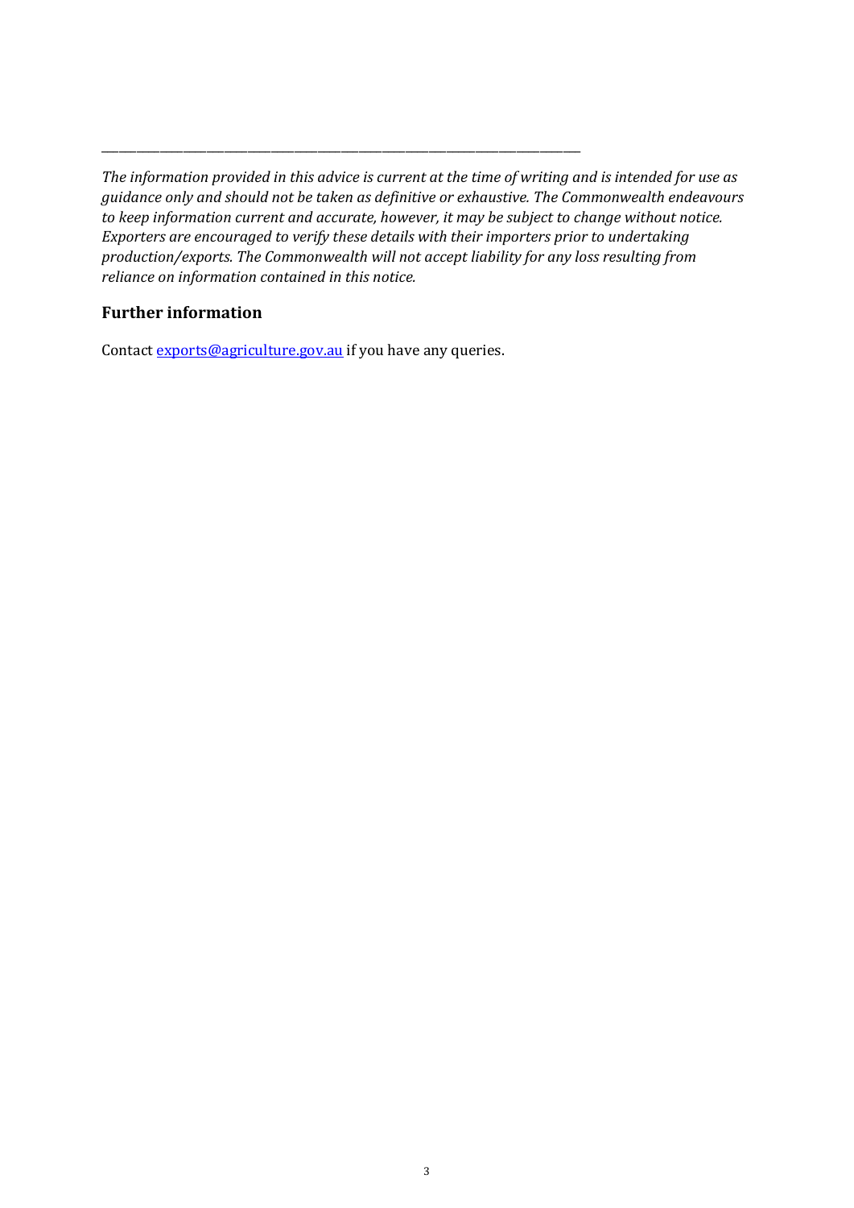---

*The information provided in this advice is current at the time of writing and is intended for use as guidance only and should not be taken as definitive or exhaustive. The Commonwealth endeavours to keep information current and accurate, however, it may be subject to change without notice. Exporters are encouraged to verify these details with their importers prior to undertaking production/exports. The Commonwealth will not accept liability for any loss resulting from reliance on information contained in this notice.*

## Further information

Contact [exports@agriculture.gov.au](mailto:exports@agriculture.gov.au) if you have any queries.